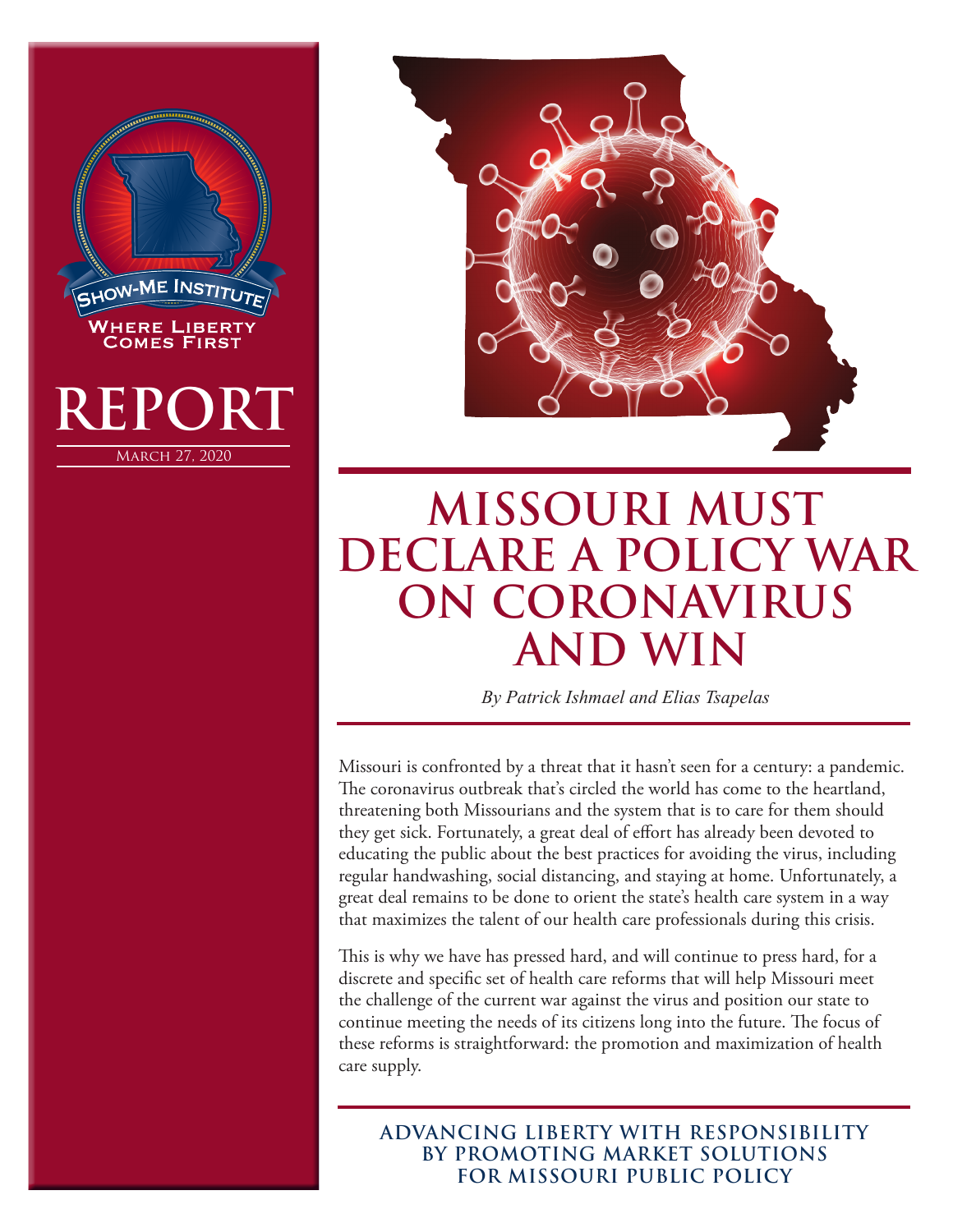Show-Me Institute

Where Liberty Comes First

**REPORT**

March 27, 2020

# MISSOURI MUST DECLARE A POLICY WAR ON CORONAVIRUS AND WIN

*By Patrick Ishmael and Elias Tsapelas*

Missouri is confronted by a threat that it hasn't seen for a century: a pandemic. The coronavirus outbreak that's circled the world has come to the heartland, threatening both Missourians and the system that is to care for them should they get sick. Fortunately, a great deal of effort has already been devoted to educating the public about the best practices for avoiding the virus, including regular handwashing, social distancing, and staying at home. Unfortunately, a great deal remains to be done to orient the state's health care system in a way that maximizes the talent of our health care professionals during this crisis.

This is why we have has pressed hard, and will continue to press hard, for a discrete and specific set of health care reforms that will help Missouri meet the challenge of the current war against the virus and position our state to continue meeting the needs of its citizens long into the future. The focus of these reforms is straightforward: the promotion and maximization of health care supply.

**ADVANCING LIBERTY WITH RESPONSIBILITY BY PROMOTING MARKET SOLUTIONS FOR MISSOURI PUBLIC POLICY**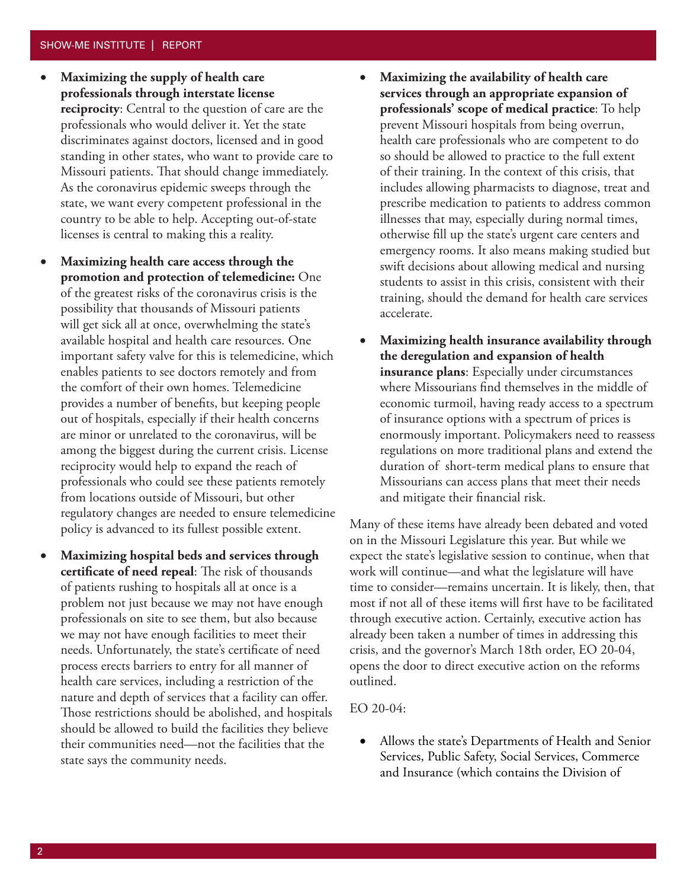- **Maximizing the supply of health care professionals through interstate license reciprocity**: Central to the question of care are the professionals who would deliver it. Yet the state discriminates against doctors, licensed and in good standing in other states, who want to provide care to Missouri patients. That should change immediately. As the coronavirus epidemic sweeps through the state, we want every competent professional in the country to be able to help. Accepting out-of-state licenses is central to making this a reality.

- **Maximizing health care access through the promotion and protection of telemedicine:** One of the greatest risks of the coronavirus crisis is the possibility that thousands of Missouri patients will get sick all at once, overwhelming the state's available hospital and health care resources. One important safety valve for this is telemedicine, which enables patients to see doctors remotely and from the comfort of their own homes. Telemedicine provides a number of benefits, but keeping people out of hospitals, especially if their health concerns are minor or unrelated to the coronavirus, will be among the biggest during the current crisis. License reciprocity would help to expand the reach of professionals who could see these patients remotely from locations outside of Missouri, but other regulatory changes are needed to ensure telemedicine policy is advanced to its fullest possible extent.

- **Maximizing hospital beds and services through certificate of need repeal**: The risk of thousands of patients rushing to hospitals all at once is a problem not just because we may not have enough professionals on site to see them, but also because we may not have enough facilities to meet their needs. Unfortunately, the state's certificate of need process erects barriers to entry for all manner of health care services, including a restriction of the nature and depth of services that a facility can offer. Those restrictions should be abolished, and hospitals should be allowed to build the facilities they believe their communities need—not the facilities that the state says the community needs.

- **Maximizing the availability of health care services through an appropriate expansion of professionals' scope of medical practice**: To help prevent Missouri hospitals from being overrun, health care professionals who are competent to do so should be allowed to practice to the full extent of their training. In the context of this crisis, that includes allowing pharmacists to diagnose, treat and prescribe medication to patients to address common illnesses that may, especially during normal times, otherwise fill up the state's urgent care centers and emergency rooms. It also means making studied but swift decisions about allowing medical and nursing students to assist in this crisis, consistent with their training, should the demand for health care services accelerate.

- **Maximizing health insurance availability through the deregulation and expansion of health insurance plans**: Especially under circumstances where Missourians find themselves in the middle of economic turmoil, having ready access to a spectrum of insurance options with a spectrum of prices is enormously important. Policymakers need to reassess regulations on more traditional plans and extend the duration of short-term medical plans to ensure that Missourians can access plans that meet their needs and mitigate their financial risk.

Many of these items have already been debated and voted on in the Missouri Legislature this year. But while we expect the state's legislative session to continue, when that work will continue—and what the legislature will have time to consider—remains uncertain. It is likely, then, that most if not all of these items will first have to be facilitated through executive action. Certainly, executive action has already been taken a number of times in addressing this crisis, and the governor's March 18th order, EO 20-04, opens the door to direct executive action on the reforms outlined.

EO 20-04:

- Allows the state's Departments of Health and Senior Services, Public Safety, Social Services, Commerce and Insurance (which contains the Division of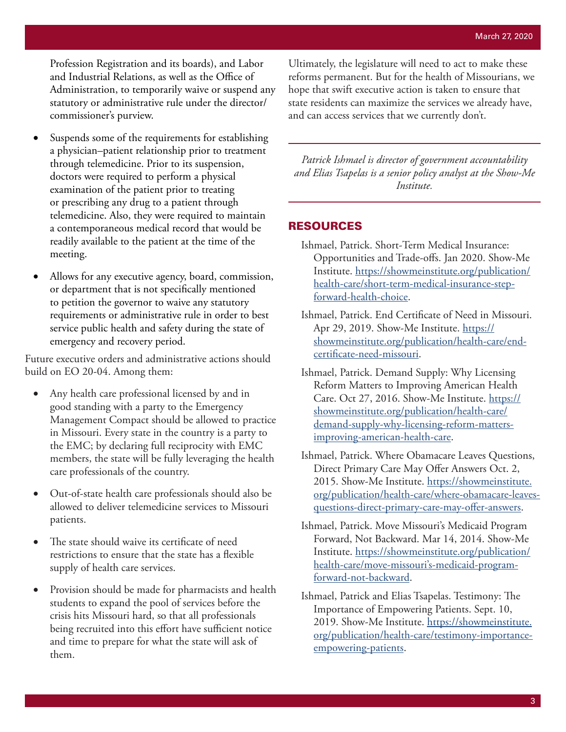Profession Registration and its boards), and Labor and Industrial Relations, as well as the Office of Administration, to temporarily waive or suspend any statutory or administrative rule under the director/commissioner's purview.

- Suspends some of the requirements for establishing a physician–patient relationship prior to treatment through telemedicine. Prior to its suspension, doctors were required to perform a physical examination of the patient prior to treating or prescribing any drug to a patient through telemedicine. Also, they were required to maintain a contemporaneous medical record that would be readily available to the patient at the time of the meeting.
- Allows for any executive agency, board, commission, or department that is not specifically mentioned to petition the governor to waive any statutory requirements or administrative rule in order to best service public health and safety during the state of emergency and recovery period.

Future executive orders and administrative actions should build on EO 20-04. Among them:

- Any health care professional licensed by and in good standing with a party to the Emergency Management Compact should be allowed to practice in Missouri. Every state in the country is a party to the EMC; by declaring full reciprocity with EMC members, the state will be fully leveraging the health care professionals of the country.
- Out-of-state health care professionals should also be allowed to deliver telemedicine services to Missouri patients.
- The state should waive its certificate of need restrictions to ensure that the state has a flexible supply of health care services.
- Provision should be made for pharmacists and health students to expand the pool of services before the crisis hits Missouri hard, so that all professionals being recruited into this effort have sufficient notice and time to prepare for what the state will ask of them.

Ultimately, the legislature will need to act to make these reforms permanent. But for the health of Missourians, we hope that swift executive action is taken to ensure that state residents can maximize the services we already have, and can access services that we currently don't.

---

*Patrick Ishmael is director of government accountability and Elias Tsapelas is a senior policy analyst at the Show-Me Institute.*

---

## RESOURCES

Ishmael, Patrick. Short-Term Medical Insurance: Opportunities and Trade-offs. Jan 2020. Show-Me Institute. https://showmeinstitute.org/publication/health-care/short-term-medical-insurance-step-forward-health-choice.

Ishmael, Patrick. End Certificate of Need in Missouri. Apr 29, 2019. Show-Me Institute. https://showmeinstitute.org/publication/health-care/end-certificate-need-missouri.

Ishmael, Patrick. Demand Supply: Why Licensing Reform Matters to Improving American Health Care. Oct 27, 2016. Show-Me Institute. https://showmeinstitute.org/publication/health-care/demand-supply-why-licensing-reform-matters-improving-american-health-care.

Ishmael, Patrick. Where Obamacare Leaves Questions, Direct Primary Care May Offer Answers Oct. 2, 2015. Show-Me Institute. https://showmeinstitute.org/publication/health-care/where-obamacare-leaves-questions-direct-primary-care-may-offer-answers.

Ishmael, Patrick. Move Missouri's Medicaid Program Forward, Not Backward. Mar 14, 2014. Show-Me Institute. https://showmeinstitute.org/publication/health-care/move-missouri's-medicaid-program-forward-not-backward.

Ishmael, Patrick and Elias Tsapelas. Testimony: The Importance of Empowering Patients. Sept. 10, 2019. Show-Me Institute. https://showmeinstitute.org/publication/health-care/testimony-importance-empowering-patients.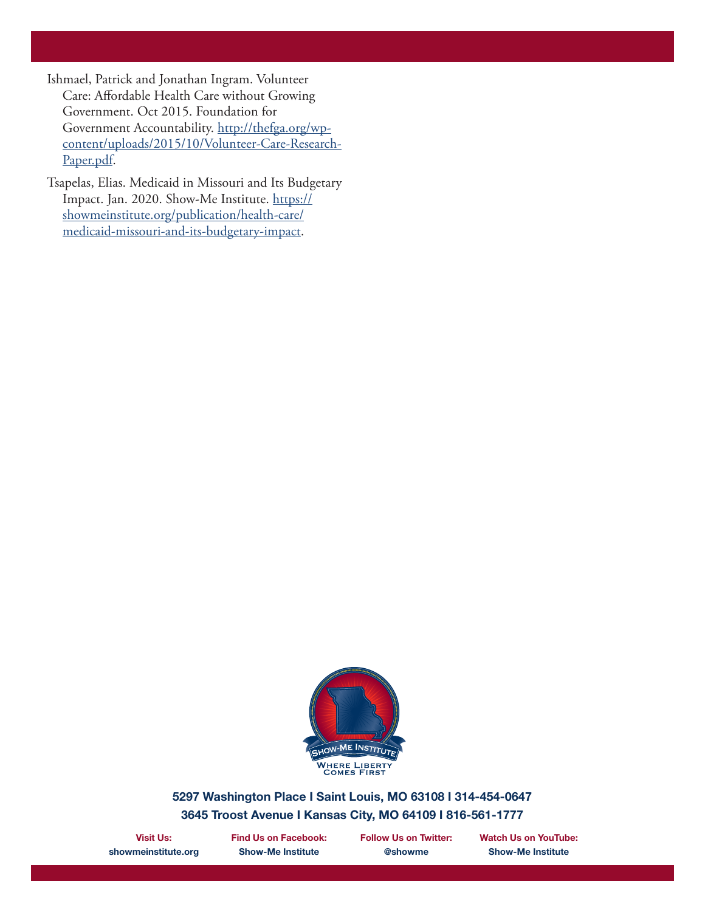Ishmael, Patrick and Jonathan Ingram. Volunteer Care: Affordable Health Care without Growing Government. Oct 2015. Foundation for Government Accountability. http://thefga.org/wp-content/uploads/2015/10/Volunteer-Care-Research-Paper.pdf.

Tsapelas, Elias. Medicaid in Missouri and Its Budgetary Impact. Jan. 2020. Show-Me Institute. https://showmeinstitute.org/publication/health-care/medicaid-missouri-and-its-budgetary-impact.

SHOW-ME INSTITUTE
WHERE LIBERTY COMES FIRST

**5297 Washington Place I Saint Louis, MO 63108 I 314-454-0647**
**3645 Troost Avenue I Kansas City, MO 64109 I 816-561-1777**

**Visit Us:** showmeinstitute.org
**Find Us on Facebook:** Show-Me Institute
**Follow Us on Twitter:** @showme
**Watch Us on YouTube:** Show-Me Institute